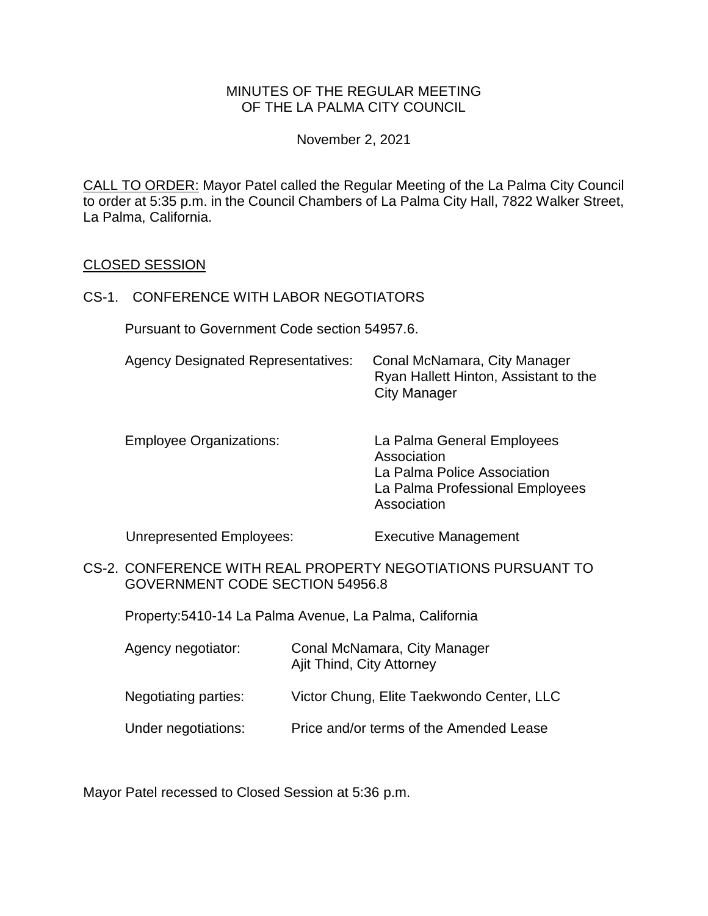# MINUTES OF THE REGULAR MEETING OF THE LA PALMA CITY COUNCIL

November 2, 2021

<u>CALL TO ORDER:</u> Mayor Patel called the Regular Meeting of the La Palma City Council to order at 5:35 p.m. in the Council Chambers of La Palma City Hall, 7822 Walker Street, La Palma, California.

## <u>CLOSED SESSION</u>

CS-1. CONFERENCE WITH LABOR NEGOTIATORS

Pursuant to Government Code section 54957.6.

| | |
|---|---|
| Agency Designated Representatives: | Conal McNamara, City Manager<br>Ryan Hallett Hinton, Assistant to the City Manager |
| Employee Organizations: | La Palma General Employees Association<br>La Palma Police Association<br>La Palma Professional Employees Association |
| Unrepresented Employees: | Executive Management |

CS-2. CONFERENCE WITH REAL PROPERTY NEGOTIATIONS PURSUANT TO GOVERNMENT CODE SECTION 54956.8

Property:5410-14 La Palma Avenue, La Palma, California

| | |
|---|---|
| Agency negotiator: | Conal McNamara, City Manager<br>Ajit Thind, City Attorney |
| Negotiating parties: | Victor Chung, Elite Taekwondo Center, LLC |
| Under negotiations: | Price and/or terms of the Amended Lease |

Mayor Patel recessed to Closed Session at 5:36 p.m.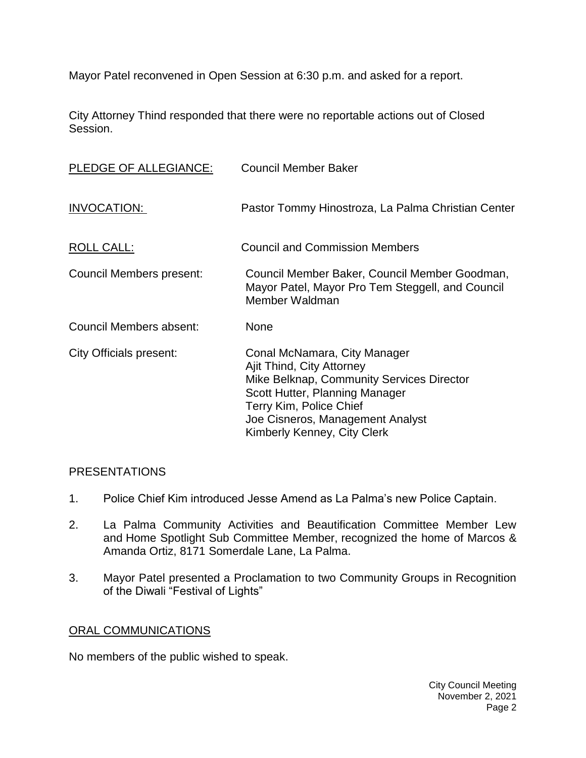Mayor Patel reconvened in Open Session at 6:30 p.m. and asked for a report.

City Attorney Thind responded that there were no reportable actions out of Closed Session.

<u>PLEDGE OF ALLEGIANCE:</u> Council Member Baker

<u>INVOCATION:</u> Pastor Tommy Hinostroza, La Palma Christian Center

<u>ROLL CALL:</u> Council and Commission Members

Council Members present: Council Member Baker, Council Member Goodman, Mayor Patel, Mayor Pro Tem Steggell, and Council Member Waldman

Council Members absent: None

City Officials present:
Conal McNamara, City Manager
Ajit Thind, City Attorney
Mike Belknap, Community Services Director
Scott Hutter, Planning Manager
Terry Kim, Police Chief
Joe Cisneros, Management Analyst
Kimberly Kenney, City Clerk

## PRESENTATIONS

1. Police Chief Kim introduced Jesse Amend as La Palma's new Police Captain.

2. La Palma Community Activities and Beautification Committee Member Lew and Home Spotlight Sub Committee Member, recognized the home of Marcos & Amanda Ortiz, 8171 Somerdale Lane, La Palma.

3. Mayor Patel presented a Proclamation to two Community Groups in Recognition of the Diwali "Festival of Lights"

## <u>ORAL COMMUNICATIONS</u>

No members of the public wished to speak.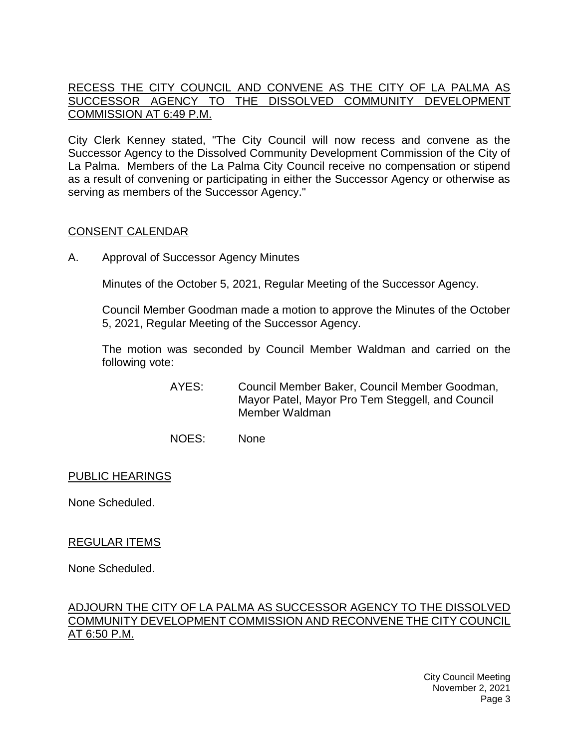RECESS THE CITY COUNCIL AND CONVENE AS THE CITY OF LA PALMA AS SUCCESSOR AGENCY TO THE DISSOLVED COMMUNITY DEVELOPMENT COMMISSION AT 6:49 P.M.

City Clerk Kenney stated, "The City Council will now recess and convene as the Successor Agency to the Dissolved Community Development Commission of the City of La Palma. Members of the La Palma City Council receive no compensation or stipend as a result of convening or participating in either the Successor Agency or otherwise as serving as members of the Successor Agency."

CONSENT CALENDAR

A. Approval of Successor Agency Minutes

Minutes of the October 5, 2021, Regular Meeting of the Successor Agency.

Council Member Goodman made a motion to approve the Minutes of the October 5, 2021, Regular Meeting of the Successor Agency.

The motion was seconded by Council Member Waldman and carried on the following vote:

AYES: Council Member Baker, Council Member Goodman, Mayor Patel, Mayor Pro Tem Steggell, and Council Member Waldman

NOES: None

PUBLIC HEARINGS

None Scheduled.

REGULAR ITEMS

None Scheduled.

ADJOURN THE CITY OF LA PALMA AS SUCCESSOR AGENCY TO THE DISSOLVED COMMUNITY DEVELOPMENT COMMISSION AND RECONVENE THE CITY COUNCIL AT 6:50 P.M.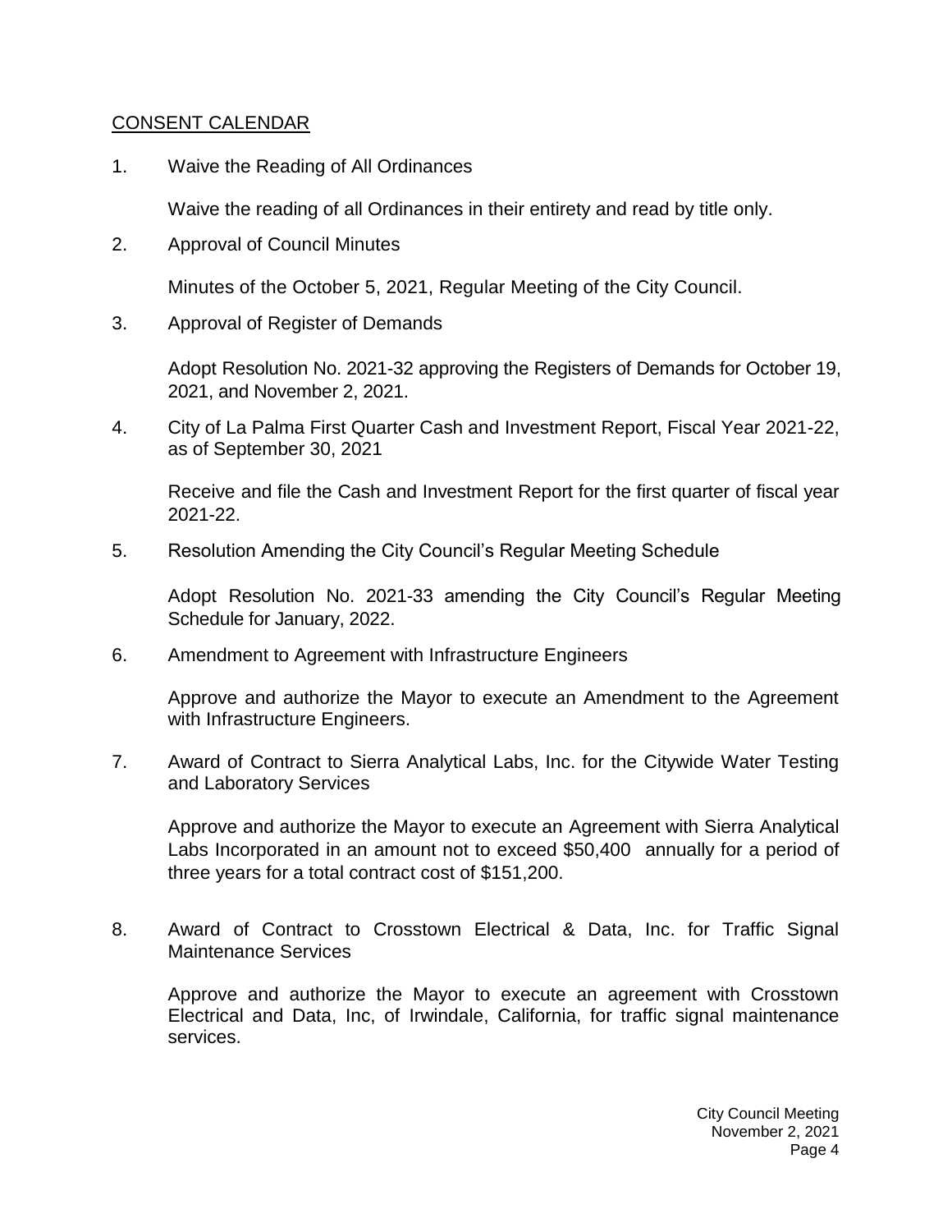CONSENT CALENDAR

1. Waive the Reading of All Ordinances

   Waive the reading of all Ordinances in their entirety and read by title only.

2. Approval of Council Minutes

   Minutes of the October 5, 2021, Regular Meeting of the City Council.

3. Approval of Register of Demands

   Adopt Resolution No. 2021-32 approving the Registers of Demands for October 19, 2021, and November 2, 2021.

4. City of La Palma First Quarter Cash and Investment Report, Fiscal Year 2021-22, as of September 30, 2021

   Receive and file the Cash and Investment Report for the first quarter of fiscal year 2021-22.

5. Resolution Amending the City Council's Regular Meeting Schedule

   Adopt Resolution No. 2021-33 amending the City Council's Regular Meeting Schedule for January, 2022.

6. Amendment to Agreement with Infrastructure Engineers

   Approve and authorize the Mayor to execute an Amendment to the Agreement with Infrastructure Engineers.

7. Award of Contract to Sierra Analytical Labs, Inc. for the Citywide Water Testing and Laboratory Services

   Approve and authorize the Mayor to execute an Agreement with Sierra Analytical Labs Incorporated in an amount not to exceed $50,400 annually for a period of three years for a total contract cost of $151,200.

8. Award of Contract to Crosstown Electrical & Data, Inc. for Traffic Signal Maintenance Services

   Approve and authorize the Mayor to execute an agreement with Crosstown Electrical and Data, Inc, of Irwindale, California, for traffic signal maintenance services.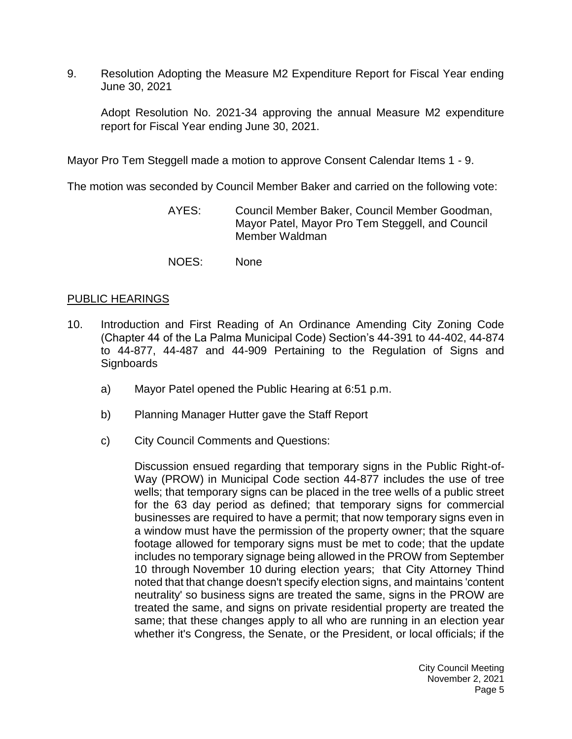9. Resolution Adopting the Measure M2 Expenditure Report for Fiscal Year ending June 30, 2021

   Adopt Resolution No. 2021-34 approving the annual Measure M2 expenditure report for Fiscal Year ending June 30, 2021.

Mayor Pro Tem Steggell made a motion to approve Consent Calendar Items 1 - 9.

The motion was seconded by Council Member Baker and carried on the following vote:

AYES: Council Member Baker, Council Member Goodman, Mayor Patel, Mayor Pro Tem Steggell, and Council Member Waldman

NOES: None

## PUBLIC HEARINGS

10. Introduction and First Reading of An Ordinance Amending City Zoning Code (Chapter 44 of the La Palma Municipal Code) Section's 44-391 to 44-402, 44-874 to 44-877, 44-487 and 44-909 Pertaining to the Regulation of Signs and Signboards

    a) Mayor Patel opened the Public Hearing at 6:51 p.m.

    b) Planning Manager Hutter gave the Staff Report

    c) City Council Comments and Questions:

       Discussion ensued regarding that temporary signs in the Public Right-of-Way (PROW) in Municipal Code section 44-877 includes the use of tree wells; that temporary signs can be placed in the tree wells of a public street for the 63 day period as defined; that temporary signs for commercial businesses are required to have a permit; that now temporary signs even in a window must have the permission of the property owner; that the square footage allowed for temporary signs must be met to code; that the update includes no temporary signage being allowed in the PROW from September 10 through November 10 during election years; that City Attorney Thind noted that that change doesn't specify election signs, and maintains 'content neutrality' so business signs are treated the same, signs in the PROW are treated the same, and signs on private residential property are treated the same; that these changes apply to all who are running in an election year whether it's Congress, the Senate, or the President, or local officials; if the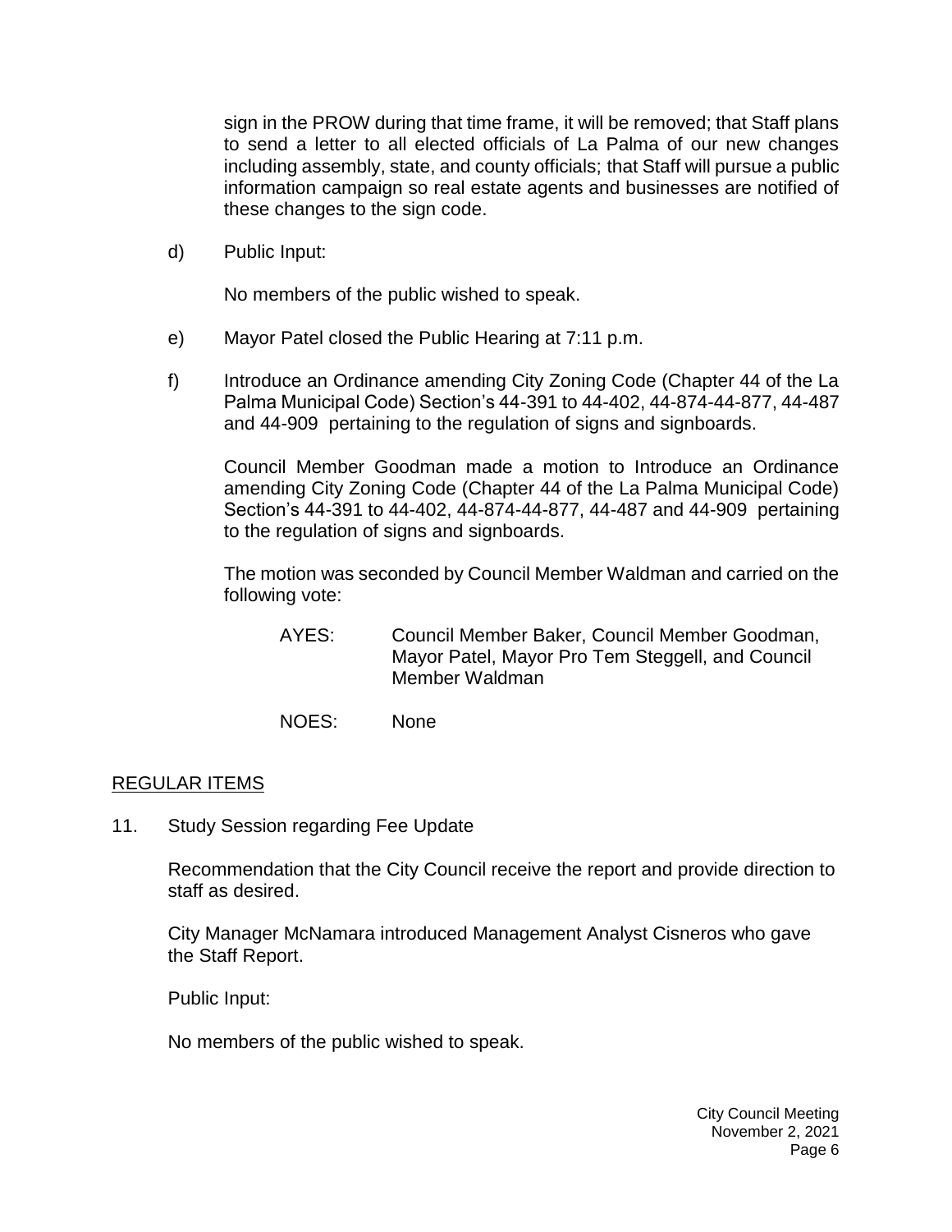sign in the PROW during that time frame, it will be removed; that Staff plans to send a letter to all elected officials of La Palma of our new changes including assembly, state, and county officials; that Staff will pursue a public information campaign so real estate agents and businesses are notified of these changes to the sign code.

d) Public Input:

No members of the public wished to speak.

e) Mayor Patel closed the Public Hearing at 7:11 p.m.

f) Introduce an Ordinance amending City Zoning Code (Chapter 44 of the La Palma Municipal Code) Section's 44-391 to 44-402, 44-874-44-877, 44-487 and 44-909 pertaining to the regulation of signs and signboards.

Council Member Goodman made a motion to Introduce an Ordinance amending City Zoning Code (Chapter 44 of the La Palma Municipal Code) Section's 44-391 to 44-402, 44-874-44-877, 44-487 and 44-909 pertaining to the regulation of signs and signboards.

The motion was seconded by Council Member Waldman and carried on the following vote:

AYES: Council Member Baker, Council Member Goodman, Mayor Patel, Mayor Pro Tem Steggell, and Council Member Waldman

NOES: None

## REGULAR ITEMS

11. Study Session regarding Fee Update

Recommendation that the City Council receive the report and provide direction to staff as desired.

City Manager McNamara introduced Management Analyst Cisneros who gave the Staff Report.

Public Input:

No members of the public wished to speak.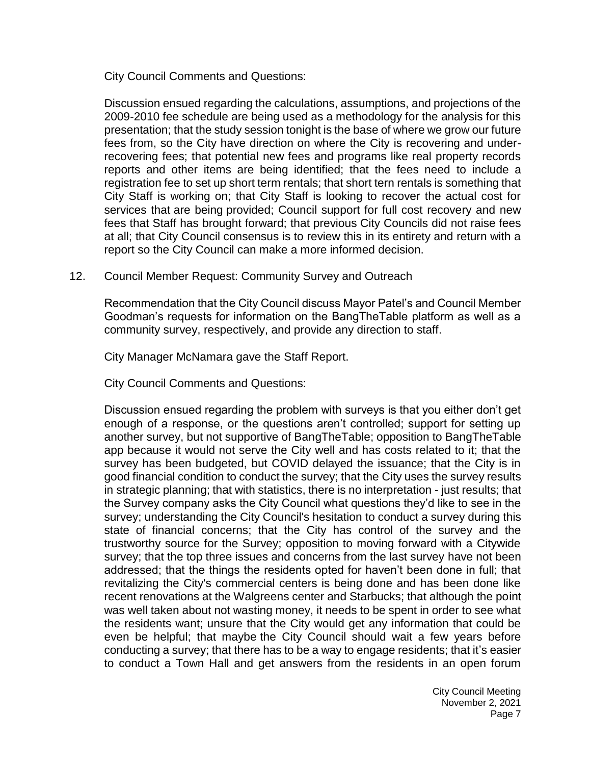City Council Comments and Questions:

Discussion ensued regarding the calculations, assumptions, and projections of the 2009-2010 fee schedule are being used as a methodology for the analysis for this presentation; that the study session tonight is the base of where we grow our future fees from, so the City have direction on where the City is recovering and under-recovering fees; that potential new fees and programs like real property records reports and other items are being identified; that the fees need to include a registration fee to set up short term rentals; that short tern rentals is something that City Staff is working on; that City Staff is looking to recover the actual cost for services that are being provided; Council support for full cost recovery and new fees that Staff has brought forward; that previous City Councils did not raise fees at all; that City Council consensus is to review this in its entirety and return with a report so the City Council can make a more informed decision.

12. Council Member Request: Community Survey and Outreach

Recommendation that the City Council discuss Mayor Patel's and Council Member Goodman's requests for information on the BangTheTable platform as well as a community survey, respectively, and provide any direction to staff.

City Manager McNamara gave the Staff Report.

City Council Comments and Questions:

Discussion ensued regarding the problem with surveys is that you either don't get enough of a response, or the questions aren't controlled; support for setting up another survey, but not supportive of BangTheTable; opposition to BangTheTable app because it would not serve the City well and has costs related to it; that the survey has been budgeted, but COVID delayed the issuance; that the City is in good financial condition to conduct the survey; that the City uses the survey results in strategic planning; that with statistics, there is no interpretation - just results; that the Survey company asks the City Council what questions they'd like to see in the survey; understanding the City Council's hesitation to conduct a survey during this state of financial concerns; that the City has control of the survey and the trustworthy source for the Survey; opposition to moving forward with a Citywide survey; that the top three issues and concerns from the last survey have not been addressed; that the things the residents opted for haven't been done in full; that revitalizing the City's commercial centers is being done and has been done like recent renovations at the Walgreens center and Starbucks; that although the point was well taken about not wasting money, it needs to be spent in order to see what the residents want; unsure that the City would get any information that could be even be helpful; that maybe the City Council should wait a few years before conducting a survey; that there has to be a way to engage residents; that it's easier to conduct a Town Hall and get answers from the residents in an open forum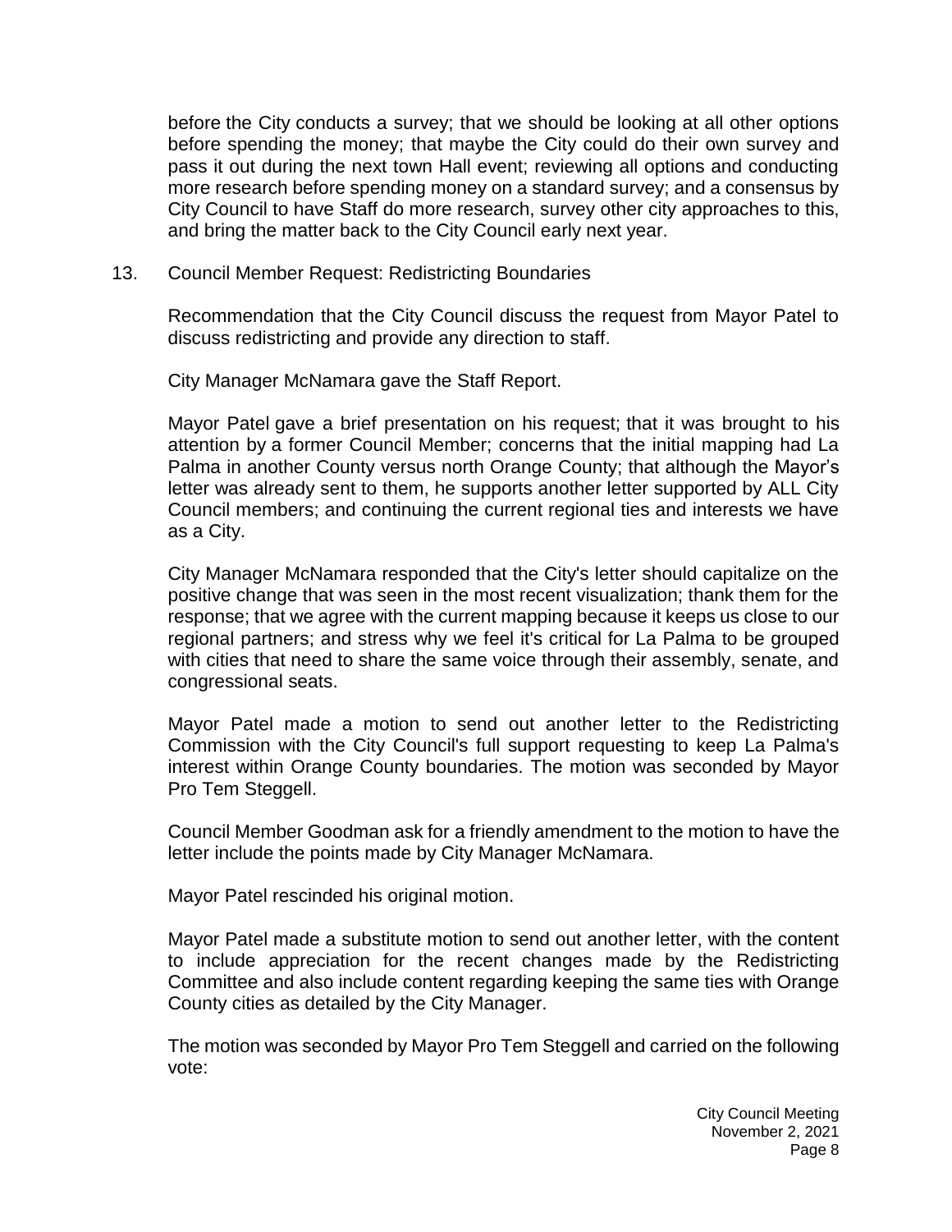before the City conducts a survey; that we should be looking at all other options before spending the money; that maybe the City could do their own survey and pass it out during the next town Hall event; reviewing all options and conducting more research before spending money on a standard survey; and a consensus by City Council to have Staff do more research, survey other city approaches to this, and bring the matter back to the City Council early next year.

13. Council Member Request: Redistricting Boundaries

    Recommendation that the City Council discuss the request from Mayor Patel to discuss redistricting and provide any direction to staff.

    City Manager McNamara gave the Staff Report.

    Mayor Patel gave a brief presentation on his request; that it was brought to his attention by a former Council Member; concerns that the initial mapping had La Palma in another County versus north Orange County; that although the Mayor's letter was already sent to them, he supports another letter supported by ALL City Council members; and continuing the current regional ties and interests we have as a City.

    City Manager McNamara responded that the City's letter should capitalize on the positive change that was seen in the most recent visualization; thank them for the response; that we agree with the current mapping because it keeps us close to our regional partners; and stress why we feel it's critical for La Palma to be grouped with cities that need to share the same voice through their assembly, senate, and congressional seats.

    Mayor Patel made a motion to send out another letter to the Redistricting Commission with the City Council's full support requesting to keep La Palma's interest within Orange County boundaries. The motion was seconded by Mayor Pro Tem Steggell.

    Council Member Goodman ask for a friendly amendment to the motion to have the letter include the points made by City Manager McNamara.

    Mayor Patel rescinded his original motion.

    Mayor Patel made a substitute motion to send out another letter, with the content to include appreciation for the recent changes made by the Redistricting Committee and also include content regarding keeping the same ties with Orange County cities as detailed by the City Manager.

    The motion was seconded by Mayor Pro Tem Steggell and carried on the following vote: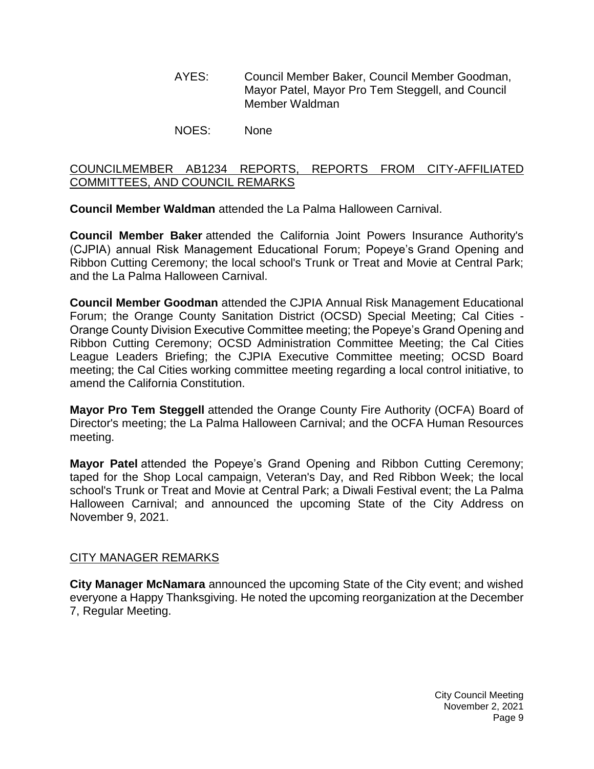AYES: Council Member Baker, Council Member Goodman, Mayor Patel, Mayor Pro Tem Steggell, and Council Member Waldman

NOES: None

## COUNCILMEMBER AB1234 REPORTS, REPORTS FROM CITY-AFFILIATED COMMITTEES, AND COUNCIL REMARKS

**Council Member Waldman** attended the La Palma Halloween Carnival.

**Council Member Baker** attended the California Joint Powers Insurance Authority's (CJPIA) annual Risk Management Educational Forum; Popeye's Grand Opening and Ribbon Cutting Ceremony; the local school's Trunk or Treat and Movie at Central Park; and the La Palma Halloween Carnival.

**Council Member Goodman** attended the CJPIA Annual Risk Management Educational Forum; the Orange County Sanitation District (OCSD) Special Meeting; Cal Cities - Orange County Division Executive Committee meeting; the Popeye's Grand Opening and Ribbon Cutting Ceremony; OCSD Administration Committee Meeting; the Cal Cities League Leaders Briefing; the CJPIA Executive Committee meeting; OCSD Board meeting; the Cal Cities working committee meeting regarding a local control initiative, to amend the California Constitution.

**Mayor Pro Tem Steggell** attended the Orange County Fire Authority (OCFA) Board of Director's meeting; the La Palma Halloween Carnival; and the OCFA Human Resources meeting.

**Mayor Patel** attended the Popeye's Grand Opening and Ribbon Cutting Ceremony; taped for the Shop Local campaign, Veteran's Day, and Red Ribbon Week; the local school's Trunk or Treat and Movie at Central Park; a Diwali Festival event; the La Palma Halloween Carnival; and announced the upcoming State of the City Address on November 9, 2021.

## CITY MANAGER REMARKS

**City Manager McNamara** announced the upcoming State of the City event; and wished everyone a Happy Thanksgiving. He noted the upcoming reorganization at the December 7, Regular Meeting.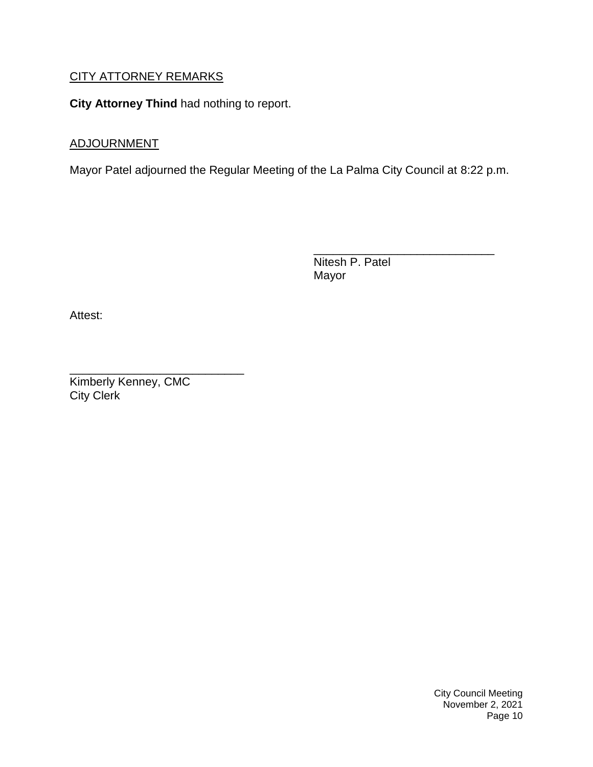CITY ATTORNEY REMARKS

**City Attorney Thind** had nothing to report.

ADJOURNMENT

Mayor Patel adjourned the Regular Meeting of the La Palma City Council at 8:22 p.m.

\_\_\_\_\_\_\_\_\_\_\_\_\_\_\_\_\_\_\_\_\_\_\_\_\_\_\_\_\_\_
Nitesh P. Patel
Mayor

Attest:

\_\_\_\_\_\_\_\_\_\_\_\_\_\_\_\_\_\_\_\_\_\_\_\_\_\_\_\_
Kimberly Kenney, CMC
City Clerk